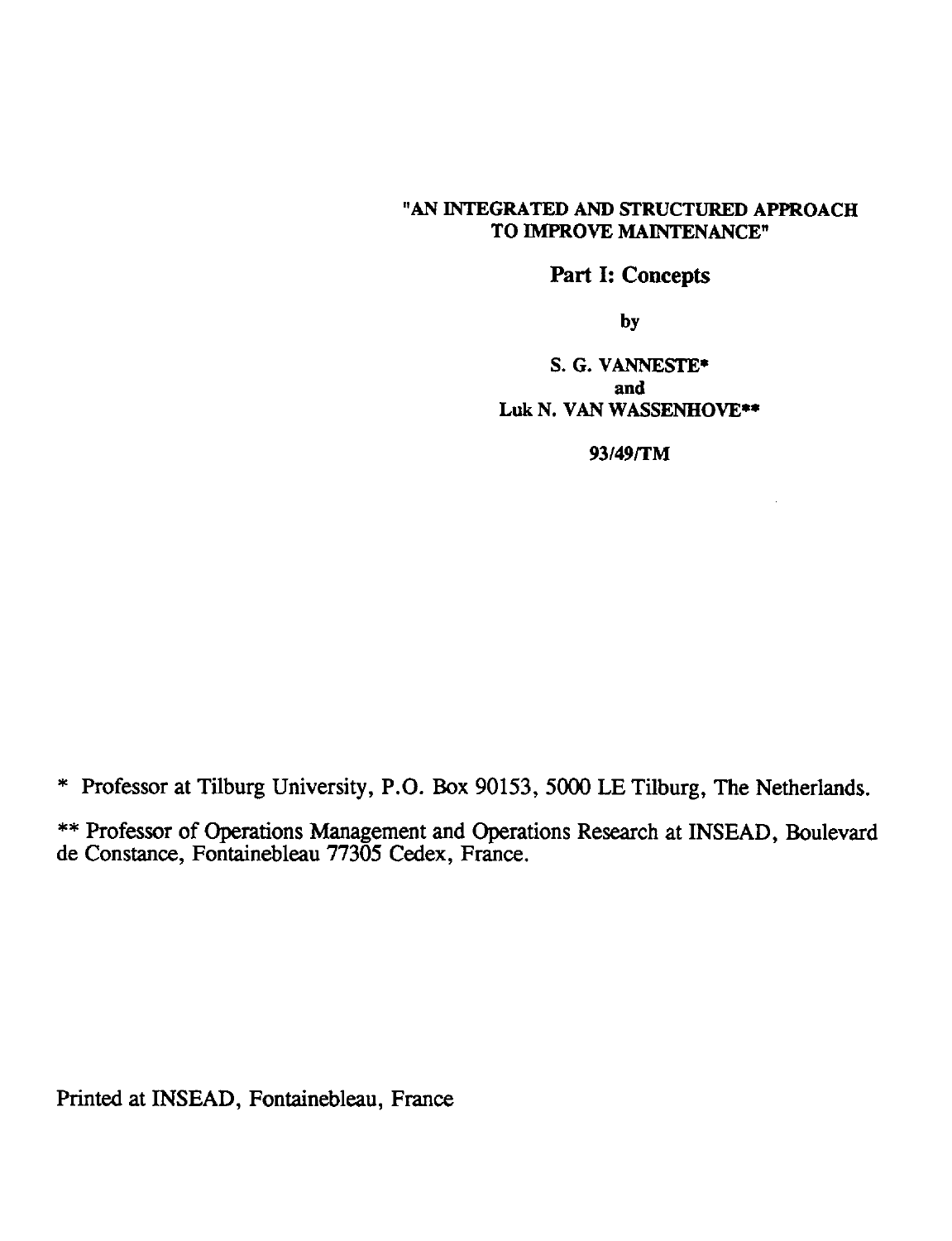# "AN INTEGRATED AND STRUCTURED APPROACH TO IMPROVE MAINTENANCE"

## Part I: Concepts

by

S. G. VANNESTE*
and
Luk N. VAN WASSENHOVE**

93/49/TM

\* Professor at Tilburg University, P.O. Box 90153, 5000 LE Tilburg, The Netherlands.

\*\* Professor of Operations Management and Operations Research at INSEAD, Boulevard de Constance, Fontainebleau 77305 Cedex, France.

Printed at INSEAD, Fontainebleau, France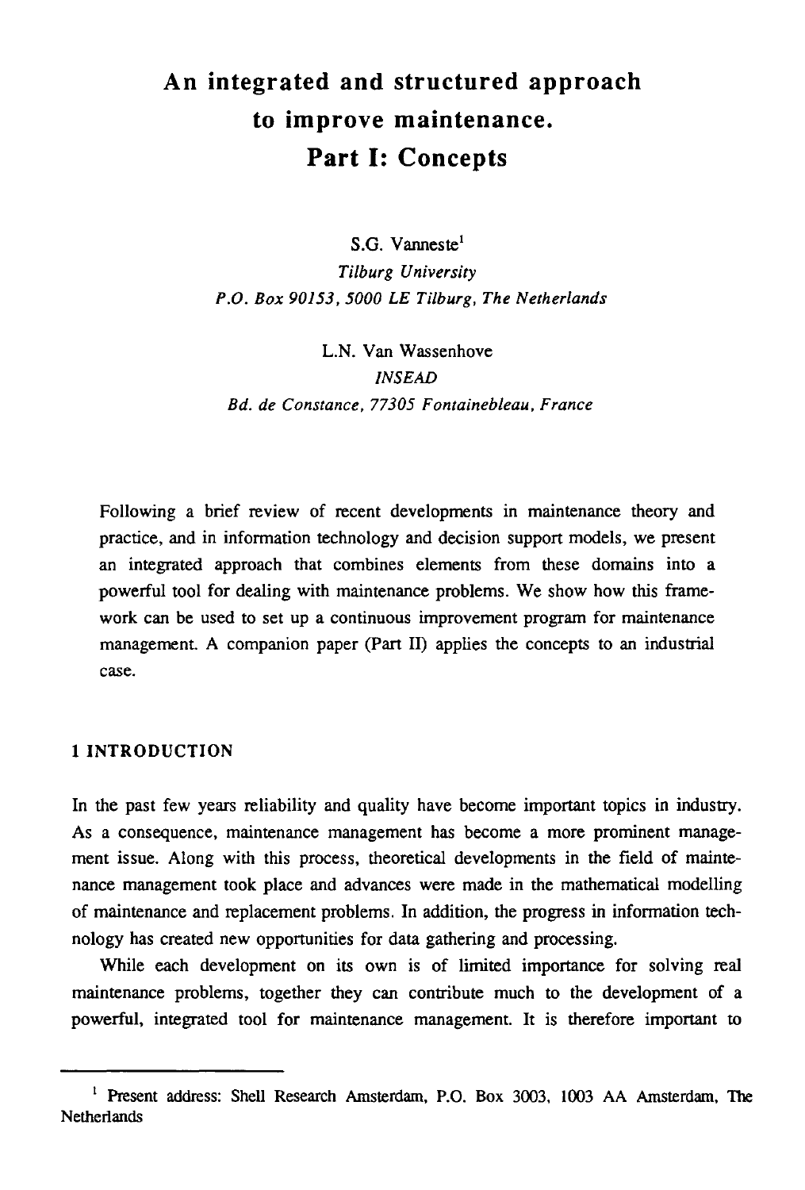# An integrated and structured approach to improve maintenance. Part I: Concepts

S.G. Vanneste[1]

*Tilburg University*
*P.O. Box 90153, 5000 LE Tilburg, The Netherlands*

L.N. Van Wassenhove

*INSEAD*
*Bd. de Constance, 77305 Fontainebleau, France*

Following a brief review of recent developments in maintenance theory and practice, and in information technology and decision support models, we present an integrated approach that combines elements from these domains into a powerful tool for dealing with maintenance problems. We show how this framework can be used to set up a continuous improvement program for maintenance management. A companion paper (Part II) applies the concepts to an industrial case.

## 1 INTRODUCTION

In the past few years reliability and quality have become important topics in industry. As a consequence, maintenance management has become a more prominent management issue. Along with this process, theoretical developments in the field of maintenance management took place and advances were made in the mathematical modelling of maintenance and replacement problems. In addition, the progress in information technology has created new opportunities for data gathering and processing.

While each development on its own is of limited importance for solving real maintenance problems, together they can contribute much to the development of a powerful, integrated tool for maintenance management. It is therefore important to

---

[1] Present address: Shell Research Amsterdam, P.O. Box 3003, 1003 AA Amsterdam, The Netherlands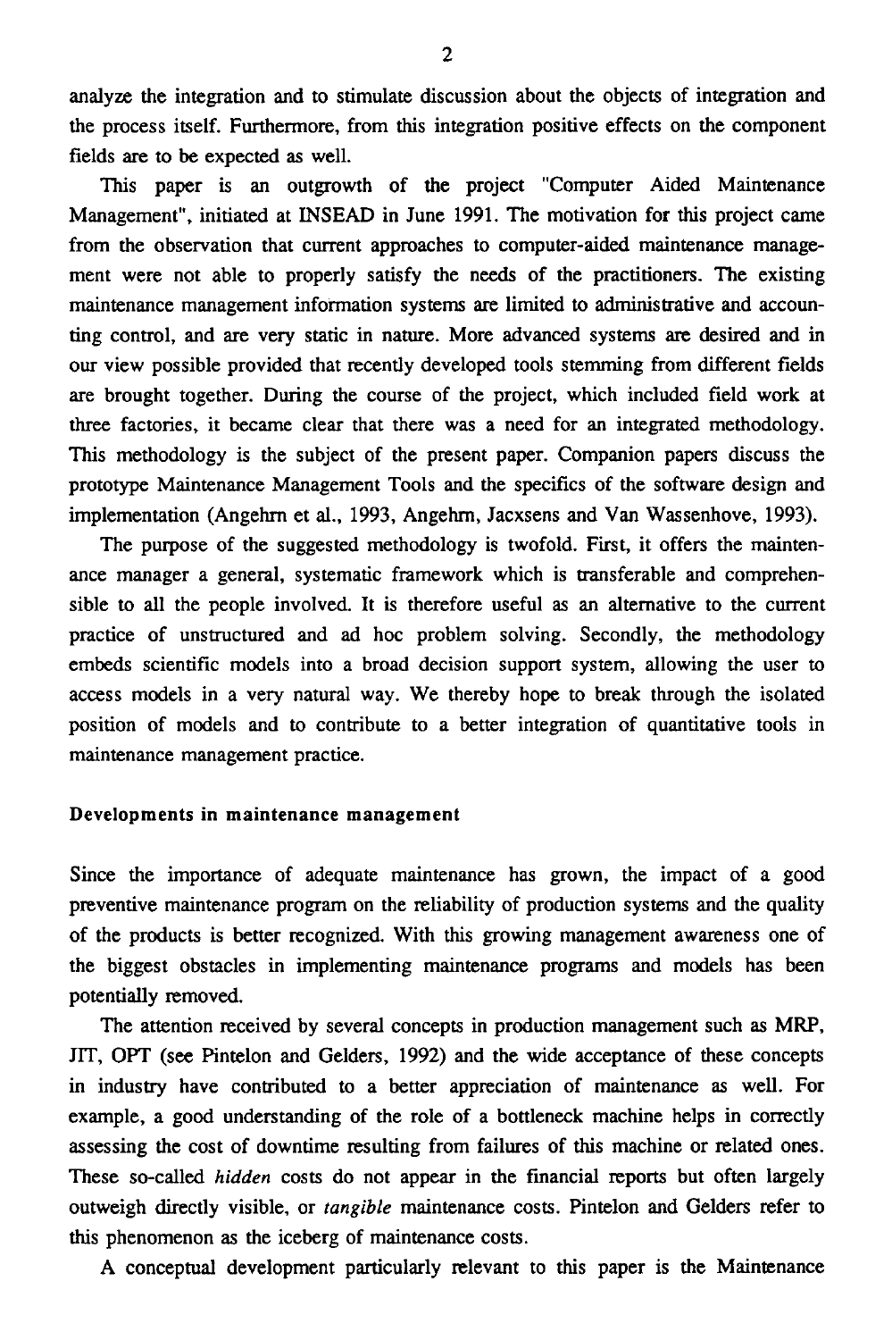analyze the integration and to stimulate discussion about the objects of integration and the process itself. Furthermore, from this integration positive effects on the component fields are to be expected as well.

This paper is an outgrowth of the project "Computer Aided Maintenance Management", initiated at INSEAD in June 1991. The motivation for this project came from the observation that current approaches to computer-aided maintenance management were not able to properly satisfy the needs of the practitioners. The existing maintenance management information systems are limited to administrative and accounting control, and are very static in nature. More advanced systems are desired and in our view possible provided that recently developed tools stemming from different fields are brought together. During the course of the project, which included field work at three factories, it became clear that there was a need for an integrated methodology. This methodology is the subject of the present paper. Companion papers discuss the prototype Maintenance Management Tools and the specifics of the software design and implementation (Angehrn et al., 1993, Angehrn, Jacxsens and Van Wassenhove, 1993).

The purpose of the suggested methodology is twofold. First, it offers the maintenance manager a general, systematic framework which is transferable and comprehensible to all the people involved. It is therefore useful as an alternative to the current practice of unstructured and ad hoc problem solving. Secondly, the methodology embeds scientific models into a broad decision support system, allowing the user to access models in a very natural way. We thereby hope to break through the isolated position of models and to contribute to a better integration of quantitative tools in maintenance management practice.

### Developments in maintenance management

Since the importance of adequate maintenance has grown, the impact of a good preventive maintenance program on the reliability of production systems and the quality of the products is better recognized. With this growing management awareness one of the biggest obstacles in implementing maintenance programs and models has been potentially removed.

The attention received by several concepts in production management such as MRP, JIT, OPT (see Pintelon and Gelders, 1992) and the wide acceptance of these concepts in industry have contributed to a better appreciation of maintenance as well. For example, a good understanding of the role of a bottleneck machine helps in correctly assessing the cost of downtime resulting from failures of this machine or related ones. These so-called *hidden* costs do not appear in the financial reports but often largely outweigh directly visible, or *tangible* maintenance costs. Pintelon and Gelders refer to this phenomenon as the iceberg of maintenance costs.

A conceptual development particularly relevant to this paper is the Maintenance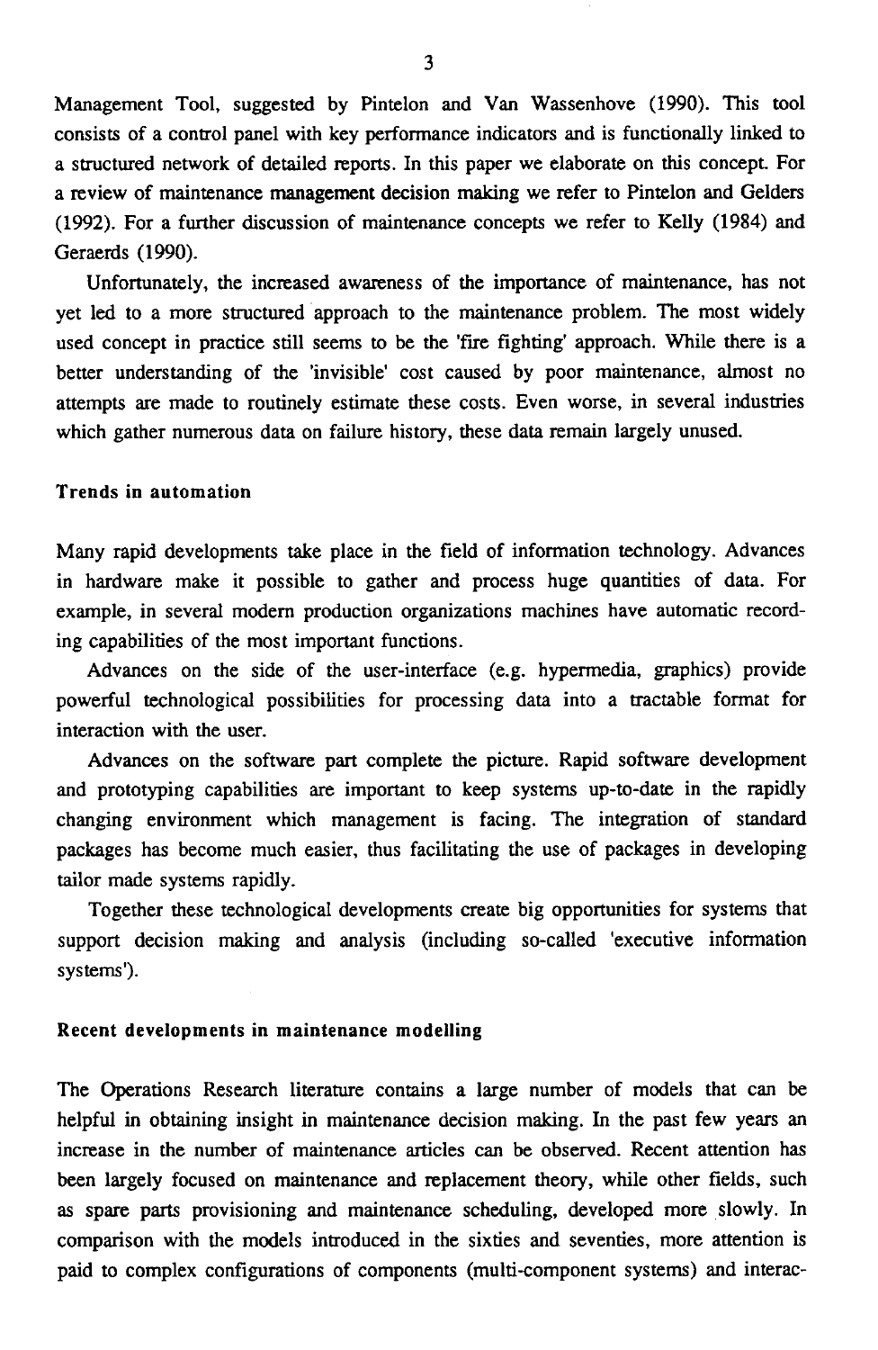Management Tool, suggested by Pintelon and Van Wassenhove (1990). This tool consists of a control panel with key performance indicators and is functionally linked to a structured network of detailed reports. In this paper we elaborate on this concept. For a review of maintenance management decision making we refer to Pintelon and Gelders (1992). For a further discussion of maintenance concepts we refer to Kelly (1984) and Geraerds (1990).

Unfortunately, the increased awareness of the importance of maintenance, has not yet led to a more structured approach to the maintenance problem. The most widely used concept in practice still seems to be the 'fire fighting' approach. While there is a better understanding of the 'invisible' cost caused by poor maintenance, almost no attempts are made to routinely estimate these costs. Even worse, in several industries which gather numerous data on failure history, these data remain largely unused.

### Trends in automation

Many rapid developments take place in the field of information technology. Advances in hardware make it possible to gather and process huge quantities of data. For example, in several modern production organizations machines have automatic recording capabilities of the most important functions.

Advances on the side of the user-interface (e.g. hypermedia, graphics) provide powerful technological possibilities for processing data into a tractable format for interaction with the user.

Advances on the software part complete the picture. Rapid software development and prototyping capabilities are important to keep systems up-to-date in the rapidly changing environment which management is facing. The integration of standard packages has become much easier, thus facilitating the use of packages in developing tailor made systems rapidly.

Together these technological developments create big opportunities for systems that support decision making and analysis (including so-called 'executive information systems').

### Recent developments in maintenance modelling

The Operations Research literature contains a large number of models that can be helpful in obtaining insight in maintenance decision making. In the past few years an increase in the number of maintenance articles can be observed. Recent attention has been largely focused on maintenance and replacement theory, while other fields, such as spare parts provisioning and maintenance scheduling, developed more slowly. In comparison with the models introduced in the sixties and seventies, more attention is paid to complex configurations of components (multi-component systems) and interac-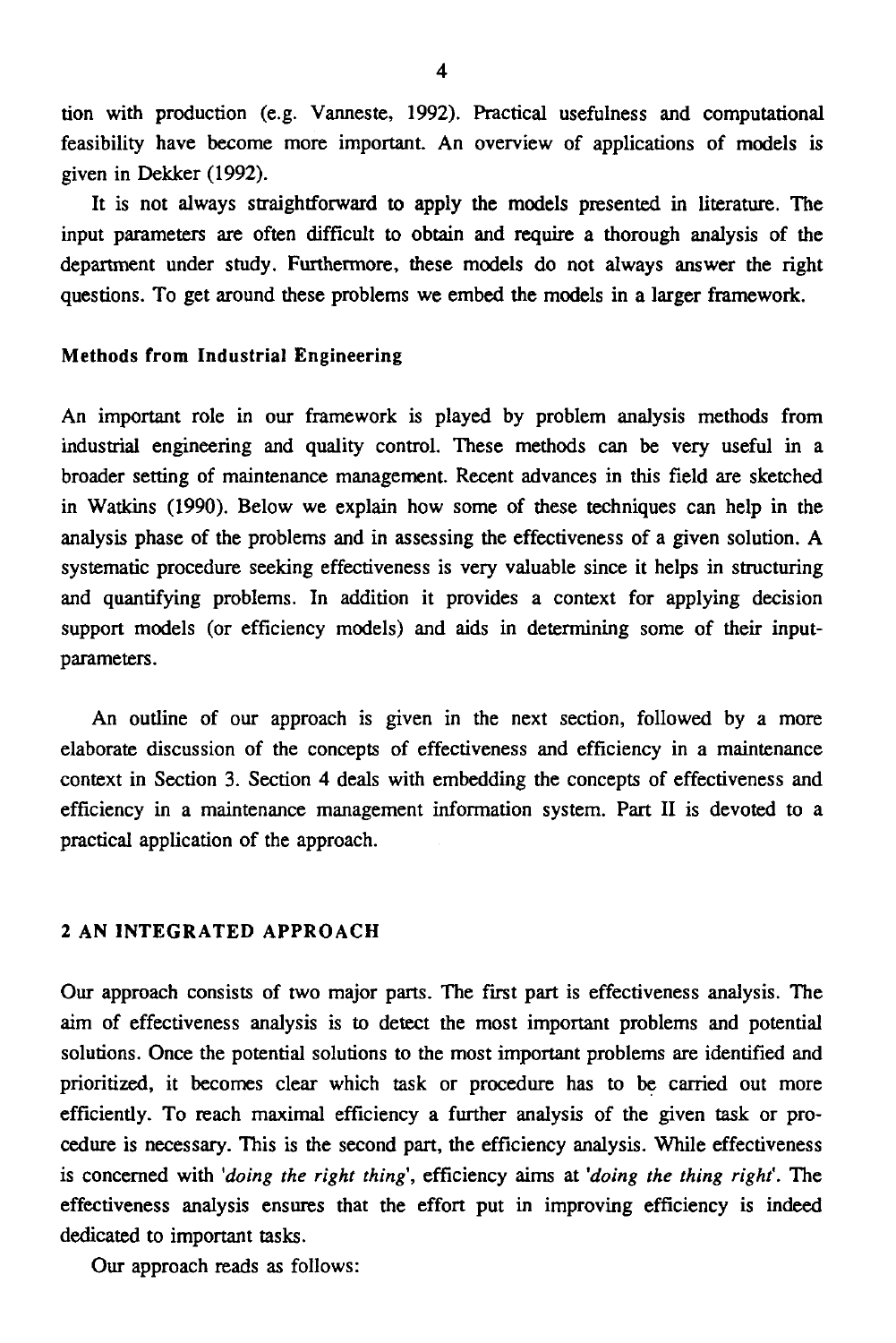tion with production (e.g. Vanneste, 1992). Practical usefulness and computational feasibility have become more important. An overview of applications of models is given in Dekker (1992).

It is not always straightforward to apply the models presented in literature. The input parameters are often difficult to obtain and require a thorough analysis of the department under study. Furthermore, these models do not always answer the right questions. To get around these problems we embed the models in a larger framework.

### Methods from Industrial Engineering

An important role in our framework is played by problem analysis methods from industrial engineering and quality control. These methods can be very useful in a broader setting of maintenance management. Recent advances in this field are sketched in Watkins (1990). Below we explain how some of these techniques can help in the analysis phase of the problems and in assessing the effectiveness of a given solution. A systematic procedure seeking effectiveness is very valuable since it helps in structuring and quantifying problems. In addition it provides a context for applying decision support models (or efficiency models) and aids in determining some of their input-parameters.

An outline of our approach is given in the next section, followed by a more elaborate discussion of the concepts of effectiveness and efficiency in a maintenance context in Section 3. Section 4 deals with embedding the concepts of effectiveness and efficiency in a maintenance management information system. Part II is devoted to a practical application of the approach.

## 2 AN INTEGRATED APPROACH

Our approach consists of two major parts. The first part is effectiveness analysis. The aim of effectiveness analysis is to detect the most important problems and potential solutions. Once the potential solutions to the most important problems are identified and prioritized, it becomes clear which task or procedure has to be carried out more efficiently. To reach maximal efficiency a further analysis of the given task or procedure is necessary. This is the second part, the efficiency analysis. While effectiveness is concerned with '*doing the right thing*', efficiency aims at '*doing the thing right*'. The effectiveness analysis ensures that the effort put in improving efficiency is indeed dedicated to important tasks.

Our approach reads as follows: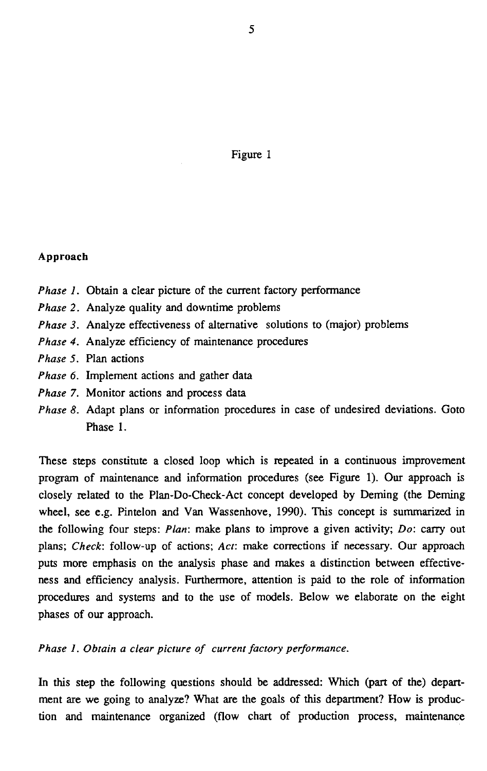Figure 1

**Approach**

*Phase 1.* Obtain a clear picture of the current factory performance

*Phase 2.* Analyze quality and downtime problems

*Phase 3.* Analyze effectiveness of alternative solutions to (major) problems

*Phase 4.* Analyze efficiency of maintenance procedures

*Phase 5.* Plan actions

*Phase 6.* Implement actions and gather data

*Phase 7.* Monitor actions and process data

*Phase 8.* Adapt plans or information procedures in case of undesired deviations. Goto Phase 1.

These steps constitute a closed loop which is repeated in a continuous improvement program of maintenance and information procedures (see Figure 1). Our approach is closely related to the Plan-Do-Check-Act concept developed by Deming (the Deming wheel, see e.g. Pintelon and Van Wassenhove, 1990). This concept is summarized in the following four steps: *Plan*: make plans to improve a given activity; *Do*: carry out plans; *Check*: follow-up of actions; *Act*: make corrections if necessary. Our approach puts more emphasis on the analysis phase and makes a distinction between effectiveness and efficiency analysis. Furthermore, attention is paid to the role of information procedures and systems and to the use of models. Below we elaborate on the eight phases of our approach.

*Phase 1. Obtain a clear picture of current factory performance.*

In this step the following questions should be addressed: Which (part of the) department are we going to analyze? What are the goals of this department? How is production and maintenance organized (flow chart of production process, maintenance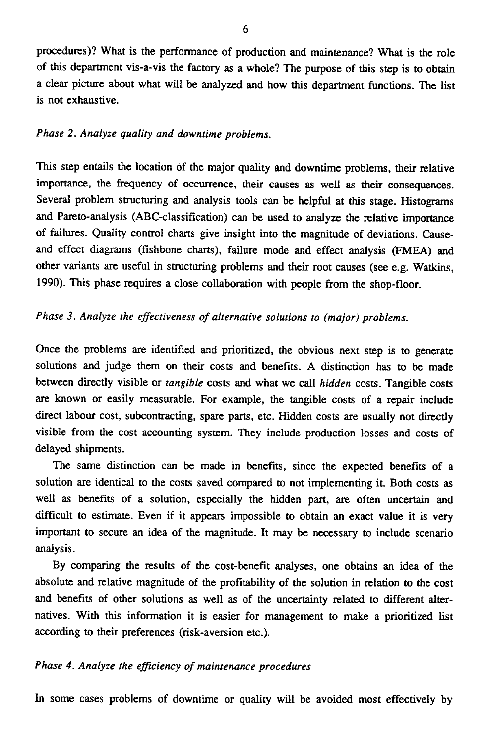procedures)? What is the performance of production and maintenance? What is the role of this department vis-a-vis the factory as a whole? The purpose of this step is to obtain a clear picture about what will be analyzed and how this department functions. The list is not exhaustive.

*Phase 2. Analyze quality and downtime problems.*

This step entails the location of the major quality and downtime problems, their relative importance, the frequency of occurrence, their causes as well as their consequences. Several problem structuring and analysis tools can be helpful at this stage. Histograms and Pareto-analysis (ABC-classification) can be used to analyze the relative importance of failures. Quality control charts give insight into the magnitude of deviations. Cause-and effect diagrams (fishbone charts), failure mode and effect analysis (FMEA) and other variants are useful in structuring problems and their root causes (see e.g. Watkins, 1990). This phase requires a close collaboration with people from the shop-floor.

*Phase 3. Analyze the effectiveness of alternative solutions to (major) problems.*

Once the problems are identified and prioritized, the obvious next step is to generate solutions and judge them on their costs and benefits. A distinction has to be made between directly visible or *tangible* costs and what we call *hidden* costs. Tangible costs are known or easily measurable. For example, the tangible costs of a repair include direct labour cost, subcontracting, spare parts, etc. Hidden costs are usually not directly visible from the cost accounting system. They include production losses and costs of delayed shipments.

The same distinction can be made in benefits, since the expected benefits of a solution are identical to the costs saved compared to not implementing it. Both costs as well as benefits of a solution, especially the hidden part, are often uncertain and difficult to estimate. Even if it appears impossible to obtain an exact value it is very important to secure an idea of the magnitude. It may be necessary to include scenario analysis.

By comparing the results of the cost-benefit analyses, one obtains an idea of the absolute and relative magnitude of the profitability of the solution in relation to the cost and benefits of other solutions as well as of the uncertainty related to different alternatives. With this information it is easier for management to make a prioritized list according to their preferences (risk-aversion etc.).

*Phase 4. Analyze the efficiency of maintenance procedures*

In some cases problems of downtime or quality will be avoided most effectively by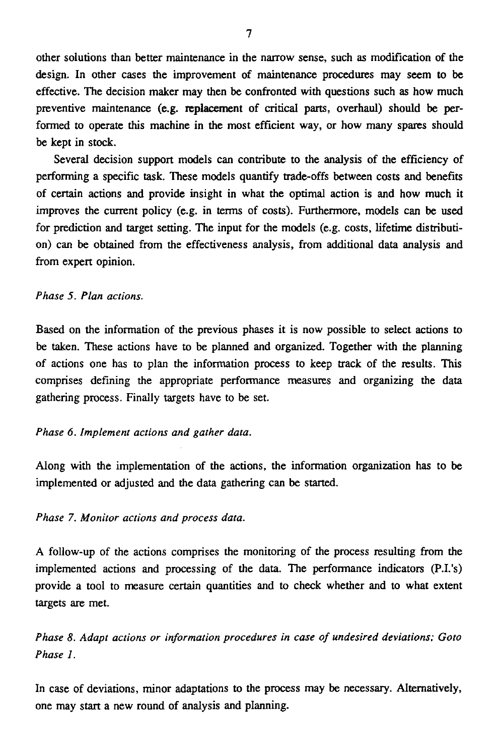other solutions than better maintenance in the narrow sense, such as modification of the design. In other cases the improvement of maintenance procedures may seem to be effective. The decision maker may then be confronted with questions such as how much preventive maintenance (e.g. replacement of critical parts, overhaul) should be performed to operate this machine in the most efficient way, or how many spares should be kept in stock.

Several decision support models can contribute to the analysis of the efficiency of performing a specific task. These models quantify trade-offs between costs and benefits of certain actions and provide insight in what the optimal action is and how much it improves the current policy (e.g. in terms of costs). Furthermore, models can be used for prediction and target setting. The input for the models (e.g. costs, lifetime distribution) can be obtained from the effectiveness analysis, from additional data analysis and from expert opinion.

*Phase 5. Plan actions.*

Based on the information of the previous phases it is now possible to select actions to be taken. These actions have to be planned and organized. Together with the planning of actions one has to plan the information process to keep track of the results. This comprises defining the appropriate performance measures and organizing the data gathering process. Finally targets have to be set.

*Phase 6. Implement actions and gather data.*

Along with the implementation of the actions, the information organization has to be implemented or adjusted and the data gathering can be started.

*Phase 7. Monitor actions and process data.*

A follow-up of the actions comprises the monitoring of the process resulting from the implemented actions and processing of the data. The performance indicators (P.I.'s) provide a tool to measure certain quantities and to check whether and to what extent targets are met.

*Phase 8. Adapt actions or information procedures in case of undesired deviations; Goto Phase 1.*

In case of deviations, minor adaptations to the process may be necessary. Alternatively, one may start a new round of analysis and planning.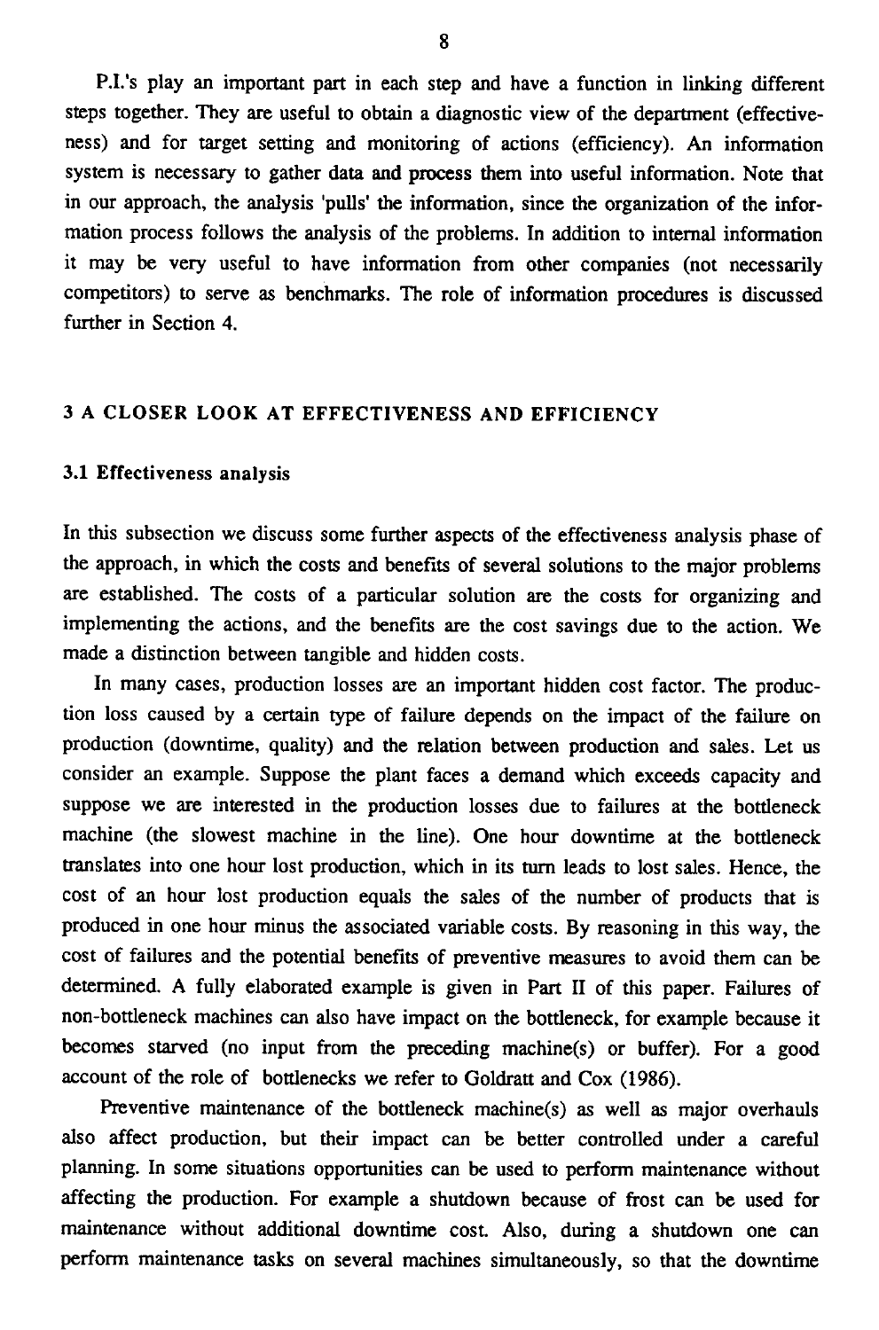P.I.'s play an important part in each step and have a function in linking different steps together. They are useful to obtain a diagnostic view of the department (effectiveness) and for target setting and monitoring of actions (efficiency). An information system is necessary to gather data and process them into useful information. Note that in our approach, the analysis 'pulls' the information, since the organization of the information process follows the analysis of the problems. In addition to internal information it may be very useful to have information from other companies (not necessarily competitors) to serve as benchmarks. The role of information procedures is discussed further in Section 4.

## 3 A CLOSER LOOK AT EFFECTIVENESS AND EFFICIENCY

### 3.1 Effectiveness analysis

In this subsection we discuss some further aspects of the effectiveness analysis phase of the approach, in which the costs and benefits of several solutions to the major problems are established. The costs of a particular solution are the costs for organizing and implementing the actions, and the benefits are the cost savings due to the action. We made a distinction between tangible and hidden costs.

In many cases, production losses are an important hidden cost factor. The production loss caused by a certain type of failure depends on the impact of the failure on production (downtime, quality) and the relation between production and sales. Let us consider an example. Suppose the plant faces a demand which exceeds capacity and suppose we are interested in the production losses due to failures at the bottleneck machine (the slowest machine in the line). One hour downtime at the bottleneck translates into one hour lost production, which in its turn leads to lost sales. Hence, the cost of an hour lost production equals the sales of the number of products that is produced in one hour minus the associated variable costs. By reasoning in this way, the cost of failures and the potential benefits of preventive measures to avoid them can be determined. A fully elaborated example is given in Part II of this paper. Failures of non-bottleneck machines can also have impact on the bottleneck, for example because it becomes starved (no input from the preceding machine(s) or buffer). For a good account of the role of bottlenecks we refer to Goldratt and Cox (1986).

Preventive maintenance of the bottleneck machine(s) as well as major overhauls also affect production, but their impact can be better controlled under a careful planning. In some situations opportunities can be used to perform maintenance without affecting the production. For example a shutdown because of frost can be used for maintenance without additional downtime cost. Also, during a shutdown one can perform maintenance tasks on several machines simultaneously, so that the downtime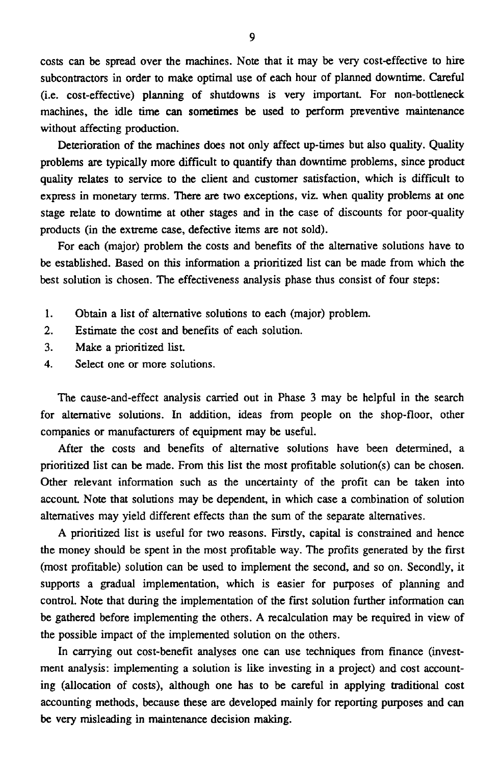costs can be spread over the machines. Note that it may be very cost-effective to hire subcontractors in order to make optimal use of each hour of planned downtime. Careful (i.e. cost-effective) planning of shutdowns is very important. For non-bottleneck machines, the idle time can sometimes be used to perform preventive maintenance without affecting production.

Deterioration of the machines does not only affect up-times but also quality. Quality problems are typically more difficult to quantify than downtime problems, since product quality relates to service to the client and customer satisfaction, which is difficult to express in monetary terms. There are two exceptions, viz. when quality problems at one stage relate to downtime at other stages and in the case of discounts for poor-quality products (in the extreme case, defective items are not sold).

For each (major) problem the costs and benefits of the alternative solutions have to be established. Based on this information a prioritized list can be made from which the best solution is chosen. The effectiveness analysis phase thus consist of four steps:

1. Obtain a list of alternative solutions to each (major) problem.
2. Estimate the cost and benefits of each solution.
3. Make a prioritized list.
4. Select one or more solutions.

The cause-and-effect analysis carried out in Phase 3 may be helpful in the search for alternative solutions. In addition, ideas from people on the shop-floor, other companies or manufacturers of equipment may be useful.

After the costs and benefits of alternative solutions have been determined, a prioritized list can be made. From this list the most profitable solution(s) can be chosen. Other relevant information such as the uncertainty of the profit can be taken into account. Note that solutions may be dependent, in which case a combination of solution alternatives may yield different effects than the sum of the separate alternatives.

A prioritized list is useful for two reasons. Firstly, capital is constrained and hence the money should be spent in the most profitable way. The profits generated by the first (most profitable) solution can be used to implement the second, and so on. Secondly, it supports a gradual implementation, which is easier for purposes of planning and control. Note that during the implementation of the first solution further information can be gathered before implementing the others. A recalculation may be required in view of the possible impact of the implemented solution on the others.

In carrying out cost-benefit analyses one can use techniques from finance (investment analysis: implementing a solution is like investing in a project) and cost accounting (allocation of costs), although one has to be careful in applying traditional cost accounting methods, because these are developed mainly for reporting purposes and can be very misleading in maintenance decision making.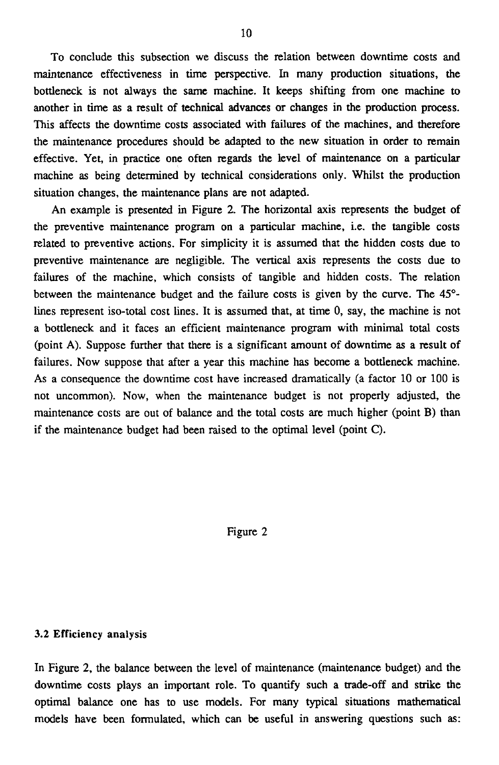To conclude this subsection we discuss the relation between downtime costs and maintenance effectiveness in time perspective. In many production situations, the bottleneck is not always the same machine. It keeps shifting from one machine to another in time as a result of technical advances or changes in the production process. This affects the downtime costs associated with failures of the machines, and therefore the maintenance procedures should be adapted to the new situation in order to remain effective. Yet, in practice one often regards the level of maintenance on a particular machine as being determined by technical considerations only. Whilst the production situation changes, the maintenance plans are not adapted.

An example is presented in Figure 2. The horizontal axis represents the budget of the preventive maintenance program on a particular machine, i.e. the tangible costs related to preventive actions. For simplicity it is assumed that the hidden costs due to preventive maintenance are negligible. The vertical axis represents the costs due to failures of the machine, which consists of tangible and hidden costs. The relation between the maintenance budget and the failure costs is given by the curve. The 45°-lines represent iso-total cost lines. It is assumed that, at time 0, say, the machine is not a bottleneck and it faces an efficient maintenance program with minimal total costs (point A). Suppose further that there is a significant amount of downtime as a result of failures. Now suppose that after a year this machine has become a bottleneck machine. As a consequence the downtime cost have increased dramatically (a factor 10 or 100 is not uncommon). Now, when the maintenance budget is not properly adjusted, the maintenance costs are out of balance and the total costs are much higher (point B) than if the maintenance budget had been raised to the optimal level (point C).

Figure 2

### 3.2 Efficiency analysis

In Figure 2, the balance between the level of maintenance (maintenance budget) and the downtime costs plays an important role. To quantify such a trade-off and strike the optimal balance one has to use models. For many typical situations mathematical models have been formulated, which can be useful in answering questions such as: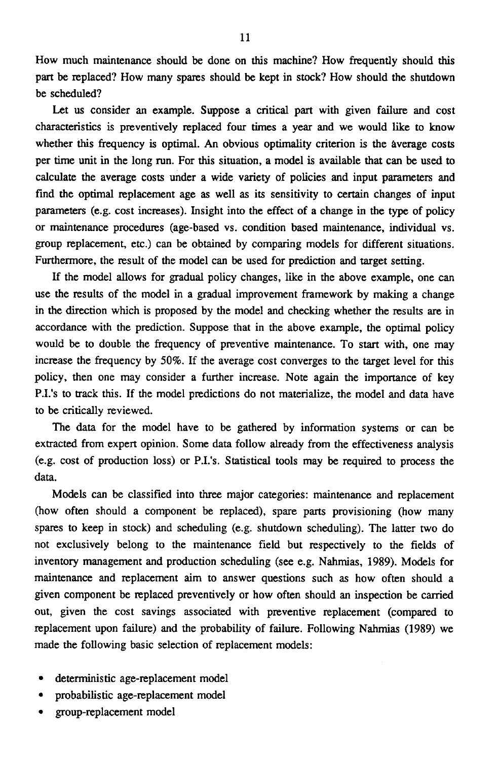How much maintenance should be done on this machine? How frequently should this part be replaced? How many spares should be kept in stock? How should the shutdown be scheduled?

Let us consider an example. Suppose a critical part with given failure and cost characteristics is preventively replaced four times a year and we would like to know whether this frequency is optimal. An obvious optimality criterion is the average costs per time unit in the long run. For this situation, a model is available that can be used to calculate the average costs under a wide variety of policies and input parameters and find the optimal replacement age as well as its sensitivity to certain changes of input parameters (e.g. cost increases). Insight into the effect of a change in the type of policy or maintenance procedures (age-based vs. condition based maintenance, individual vs. group replacement, etc.) can be obtained by comparing models for different situations. Furthermore, the result of the model can be used for prediction and target setting.

If the model allows for gradual policy changes, like in the above example, one can use the results of the model in a gradual improvement framework by making a change in the direction which is proposed by the model and checking whether the results are in accordance with the prediction. Suppose that in the above example, the optimal policy would be to double the frequency of preventive maintenance. To start with, one may increase the frequency by 50%. If the average cost converges to the target level for this policy, then one may consider a further increase. Note again the importance of key P.I.'s to track this. If the model predictions do not materialize, the model and data have to be critically reviewed.

The data for the model have to be gathered by information systems or can be extracted from expert opinion. Some data follow already from the effectiveness analysis (e.g. cost of production loss) or P.I.'s. Statistical tools may be required to process the data.

Models can be classified into three major categories: maintenance and replacement (how often should a component be replaced), spare parts provisioning (how many spares to keep in stock) and scheduling (e.g. shutdown scheduling). The latter two do not exclusively belong to the maintenance field but respectively to the fields of inventory management and production scheduling (see e.g. Nahmias, 1989). Models for maintenance and replacement aim to answer questions such as how often should a given component be replaced preventively or how often should an inspection be carried out, given the cost savings associated with preventive replacement (compared to replacement upon failure) and the probability of failure. Following Nahmias (1989) we made the following basic selection of replacement models:

- deterministic age-replacement model
- probabilistic age-replacement model
- group-replacement model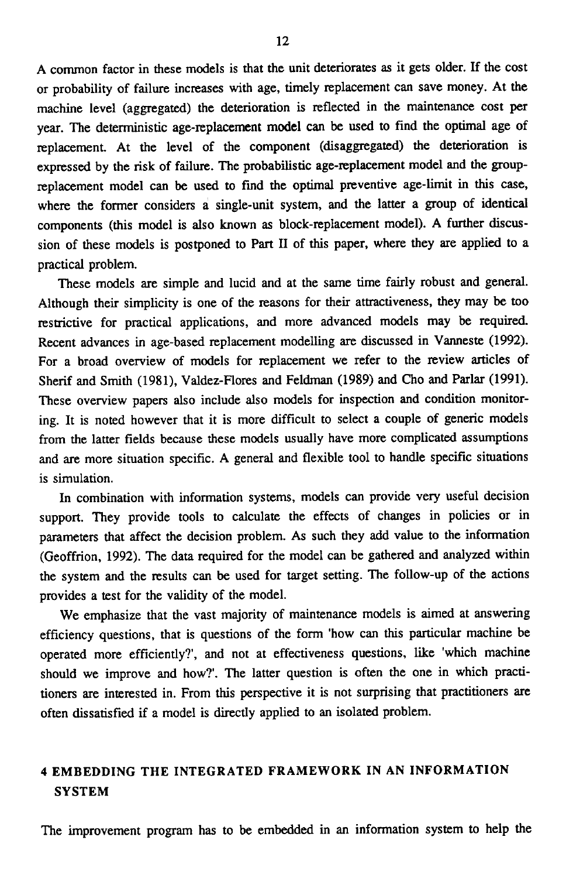A common factor in these models is that the unit deteriorates as it gets older. If the cost or probability of failure increases with age, timely replacement can save money. At the machine level (aggregated) the deterioration is reflected in the maintenance cost per year. The deterministic age-replacement model can be used to find the optimal age of replacement. At the level of the component (disaggregated) the deterioration is expressed by the risk of failure. The probabilistic age-replacement model and the group-replacement model can be used to find the optimal preventive age-limit in this case, where the former considers a single-unit system, and the latter a group of identical components (this model is also known as block-replacement model). A further discussion of these models is postponed to Part II of this paper, where they are applied to a practical problem.

These models are simple and lucid and at the same time fairly robust and general. Although their simplicity is one of the reasons for their attractiveness, they may be too restrictive for practical applications, and more advanced models may be required. Recent advances in age-based replacement modelling are discussed in Vanneste (1992). For a broad overview of models for replacement we refer to the review articles of Sherif and Smith (1981), Valdez-Flores and Feldman (1989) and Cho and Parlar (1991). These overview papers also include also models for inspection and condition monitoring. It is noted however that it is more difficult to select a couple of generic models from the latter fields because these models usually have more complicated assumptions and are more situation specific. A general and flexible tool to handle specific situations is simulation.

In combination with information systems, models can provide very useful decision support. They provide tools to calculate the effects of changes in policies or in parameters that affect the decision problem. As such they add value to the information (Geoffrion, 1992). The data required for the model can be gathered and analyzed within the system and the results can be used for target setting. The follow-up of the actions provides a test for the validity of the model.

We emphasize that the vast majority of maintenance models is aimed at answering efficiency questions, that is questions of the form 'how can this particular machine be operated more efficiently?', and not at effectiveness questions, like 'which machine should we improve and how?'. The latter question is often the one in which practitioners are interested in. From this perspective it is not surprising that practitioners are often dissatisfied if a model is directly applied to an isolated problem.

## 4 EMBEDDING THE INTEGRATED FRAMEWORK IN AN INFORMATION SYSTEM

The improvement program has to be embedded in an information system to help the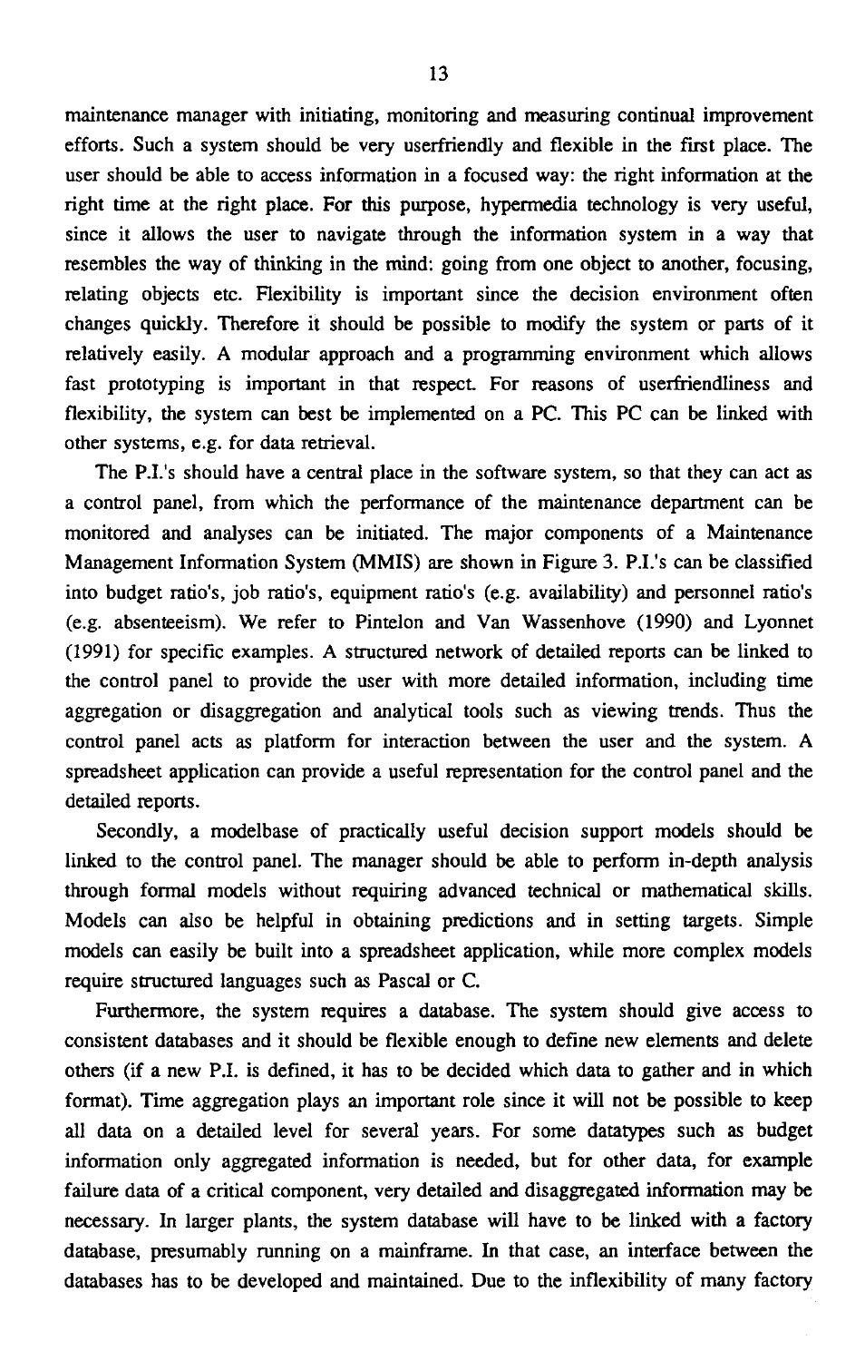maintenance manager with initiating, monitoring and measuring continual improvement efforts. Such a system should be very userfriendly and flexible in the first place. The user should be able to access information in a focused way: the right information at the right time at the right place. For this purpose, hypermedia technology is very useful, since it allows the user to navigate through the information system in a way that resembles the way of thinking in the mind: going from one object to another, focusing, relating objects etc. Flexibility is important since the decision environment often changes quickly. Therefore it should be possible to modify the system or parts of it relatively easily. A modular approach and a programming environment which allows fast prototyping is important in that respect. For reasons of userfriendliness and flexibility, the system can best be implemented on a PC. This PC can be linked with other systems, e.g. for data retrieval.

The P.I.'s should have a central place in the software system, so that they can act as a control panel, from which the performance of the maintenance department can be monitored and analyses can be initiated. The major components of a Maintenance Management Information System (MMIS) are shown in Figure 3. P.I.'s can be classified into budget ratio's, job ratio's, equipment ratio's (e.g. availability) and personnel ratio's (e.g. absenteeism). We refer to Pintelon and Van Wassenhove (1990) and Lyonnet (1991) for specific examples. A structured network of detailed reports can be linked to the control panel to provide the user with more detailed information, including time aggregation or disaggregation and analytical tools such as viewing trends. Thus the control panel acts as platform for interaction between the user and the system. A spreadsheet application can provide a useful representation for the control panel and the detailed reports.

Secondly, a modelbase of practically useful decision support models should be linked to the control panel. The manager should be able to perform in-depth analysis through formal models without requiring advanced technical or mathematical skills. Models can also be helpful in obtaining predictions and in setting targets. Simple models can easily be built into a spreadsheet application, while more complex models require structured languages such as Pascal or C.

Furthermore, the system requires a database. The system should give access to consistent databases and it should be flexible enough to define new elements and delete others (if a new P.I. is defined, it has to be decided which data to gather and in which format). Time aggregation plays an important role since it will not be possible to keep all data on a detailed level for several years. For some datatypes such as budget information only aggregated information is needed, but for other data, for example failure data of a critical component, very detailed and disaggregated information may be necessary. In larger plants, the system database will have to be linked with a factory database, presumably running on a mainframe. In that case, an interface between the databases has to be developed and maintained. Due to the inflexibility of many factory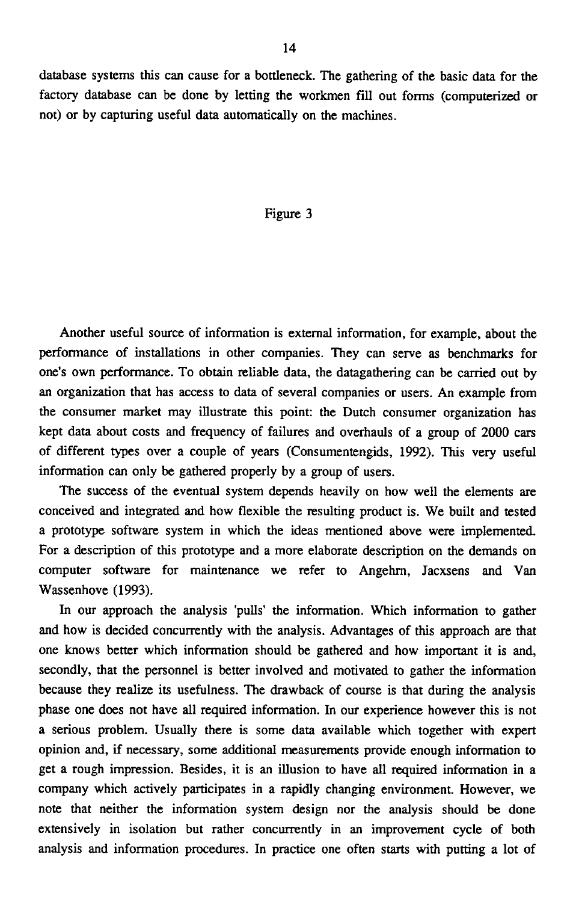database systems this can cause for a bottleneck. The gathering of the basic data for the factory database can be done by letting the workmen fill out forms (computerized or not) or by capturing useful data automatically on the machines.

Figure 3

Another useful source of information is external information, for example, about the performance of installations in other companies. They can serve as benchmarks for one's own performance. To obtain reliable data, the datagathering can be carried out by an organization that has access to data of several companies or users. An example from the consumer market may illustrate this point: the Dutch consumer organization has kept data about costs and frequency of failures and overhauls of a group of 2000 cars of different types over a couple of years (Consumentengids, 1992). This very useful information can only be gathered properly by a group of users.

The success of the eventual system depends heavily on how well the elements are conceived and integrated and how flexible the resulting product is. We built and tested a prototype software system in which the ideas mentioned above were implemented. For a description of this prototype and a more elaborate description on the demands on computer software for maintenance we refer to Angehrn, Jacxsens and Van Wassenhove (1993).

In our approach the analysis 'pulls' the information. Which information to gather and how is decided concurrently with the analysis. Advantages of this approach are that one knows better which information should be gathered and how important it is and, secondly, that the personnel is better involved and motivated to gather the information because they realize its usefulness. The drawback of course is that during the analysis phase one does not have all required information. In our experience however this is not a serious problem. Usually there is some data available which together with expert opinion and, if necessary, some additional measurements provide enough information to get a rough impression. Besides, it is an illusion to have all required information in a company which actively participates in a rapidly changing environment. However, we note that neither the information system design nor the analysis should be done extensively in isolation but rather concurrently in an improvement cycle of both analysis and information procedures. In practice one often starts with putting a lot of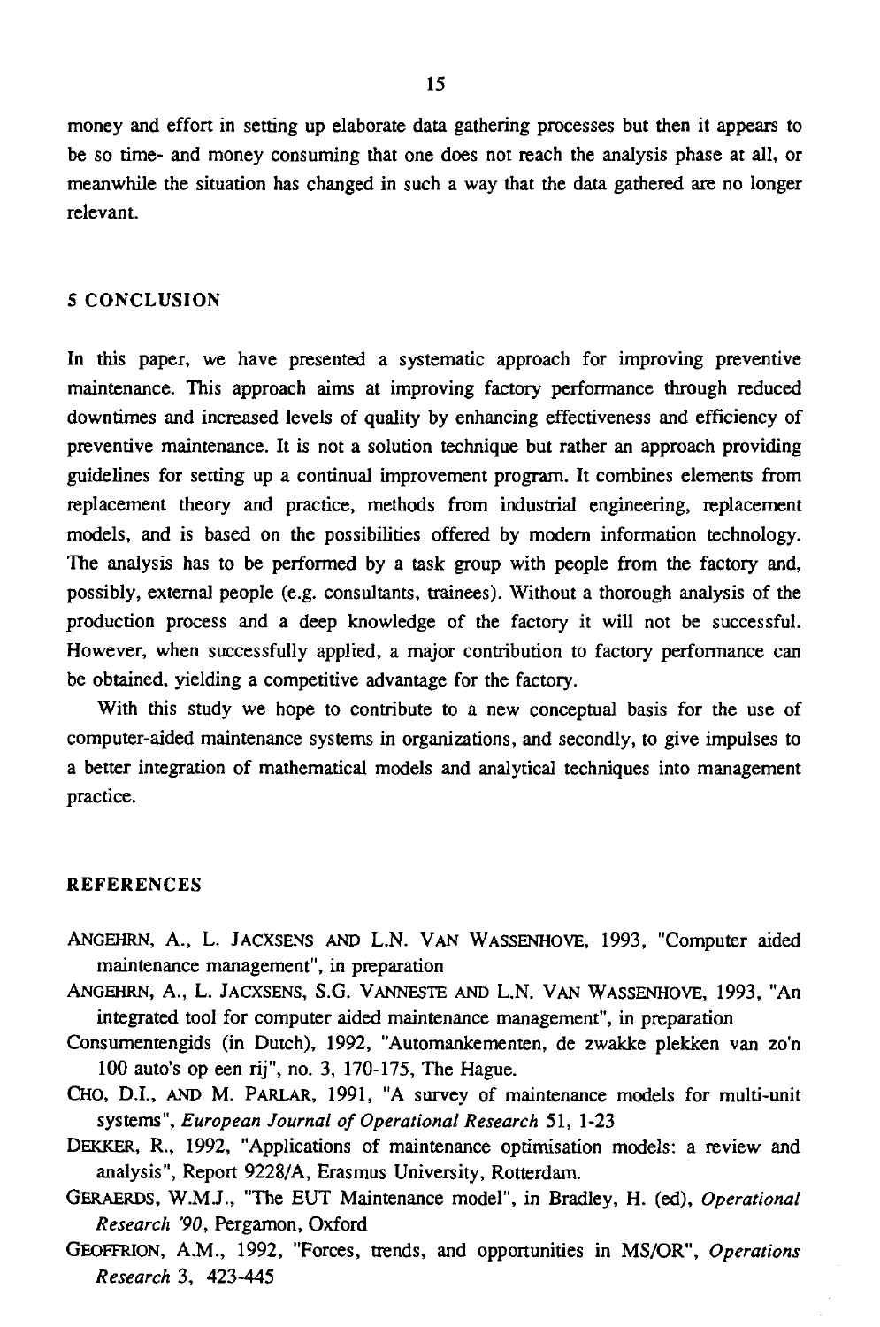money and effort in setting up elaborate data gathering processes but then it appears to be so time- and money consuming that one does not reach the analysis phase at all, or meanwhile the situation has changed in such a way that the data gathered are no longer relevant.

## 5 CONCLUSION

In this paper, we have presented a systematic approach for improving preventive maintenance. This approach aims at improving factory performance through reduced downtimes and increased levels of quality by enhancing effectiveness and efficiency of preventive maintenance. It is not a solution technique but rather an approach providing guidelines for setting up a continual improvement program. It combines elements from replacement theory and practice, methods from industrial engineering, replacement models, and is based on the possibilities offered by modern information technology. The analysis has to be performed by a task group with people from the factory and, possibly, external people (e.g. consultants, trainees). Without a thorough analysis of the production process and a deep knowledge of the factory it will not be successful. However, when successfully applied, a major contribution to factory performance can be obtained, yielding a competitive advantage for the factory.

With this study we hope to contribute to a new conceptual basis for the use of computer-aided maintenance systems in organizations, and secondly, to give impulses to a better integration of mathematical models and analytical techniques into management practice.

## REFERENCES

ANGEHRN, A., L. JACXSENS AND L.N. VAN WASSENHOVE, 1993, "Computer aided maintenance management", in preparation

ANGEHRN, A., L. JACXSENS, S.G. VANNESTE AND L.N. VAN WASSENHOVE, 1993, "An integrated tool for computer aided maintenance management", in preparation

Consumentengids (in Dutch), 1992, "Automankementen, de zwakke plekken van zo'n 100 auto's op een rij", no. 3, 170-175, The Hague.

CHO, D.I., AND M. PARLAR, 1991, "A survey of maintenance models for multi-unit systems", *European Journal of Operational Research* 51, 1-23

DEKKER, R., 1992, "Applications of maintenance optimisation models: a review and analysis", Report 9228/A, Erasmus University, Rotterdam.

GERAERDS, W.M.J., "The EUT Maintenance model", in Bradley, H. (ed), *Operational Research '90*, Pergamon, Oxford

GEOFFRION, A.M., 1992, "Forces, trends, and opportunities in MS/OR", *Operations Research* 3, 423-445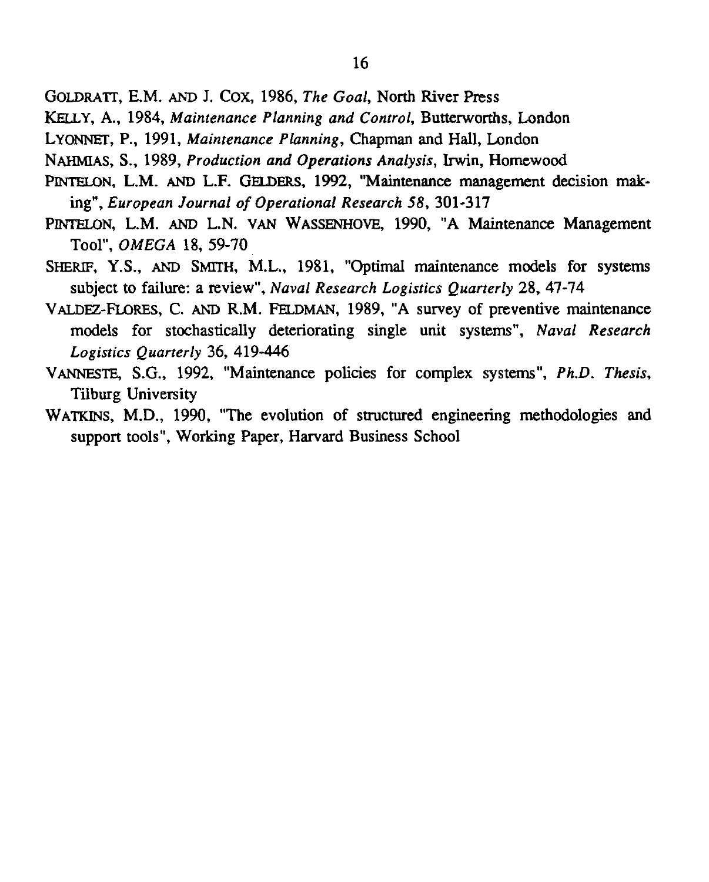GOLDRATT, E.M. AND J. COX, 1986, *The Goal*, North River Press

KELLY, A., 1984, *Maintenance Planning and Control*, Butterworths, London

LYONNET, P., 1991, *Maintenance Planning*, Chapman and Hall, London

NAHMIAS, S., 1989, *Production and Operations Analysis*, Irwin, Homewood

PINTELON, L.M. AND L.F. GELDERS, 1992, "Maintenance management decision making", *European Journal of Operational Research 58*, 301-317

PINTELON, L.M. AND L.N. VAN WASSENHOVE, 1990, "A Maintenance Management Tool", *OMEGA* 18, 59-70

SHERIF, Y.S., AND SMITH, M.L., 1981, "Optimal maintenance models for systems subject to failure: a review", *Naval Research Logistics Quarterly* 28, 47-74

VALDEZ-FLORES, C. AND R.M. FELDMAN, 1989, "A survey of preventive maintenance models for stochastically deteriorating single unit systems", *Naval Research Logistics Quarterly* 36, 419-446

VANNESTE, S.G., 1992, "Maintenance policies for complex systems", *Ph.D. Thesis*, Tilburg University

WATKINS, M.D., 1990, "The evolution of structured engineering methodologies and support tools", Working Paper, Harvard Business School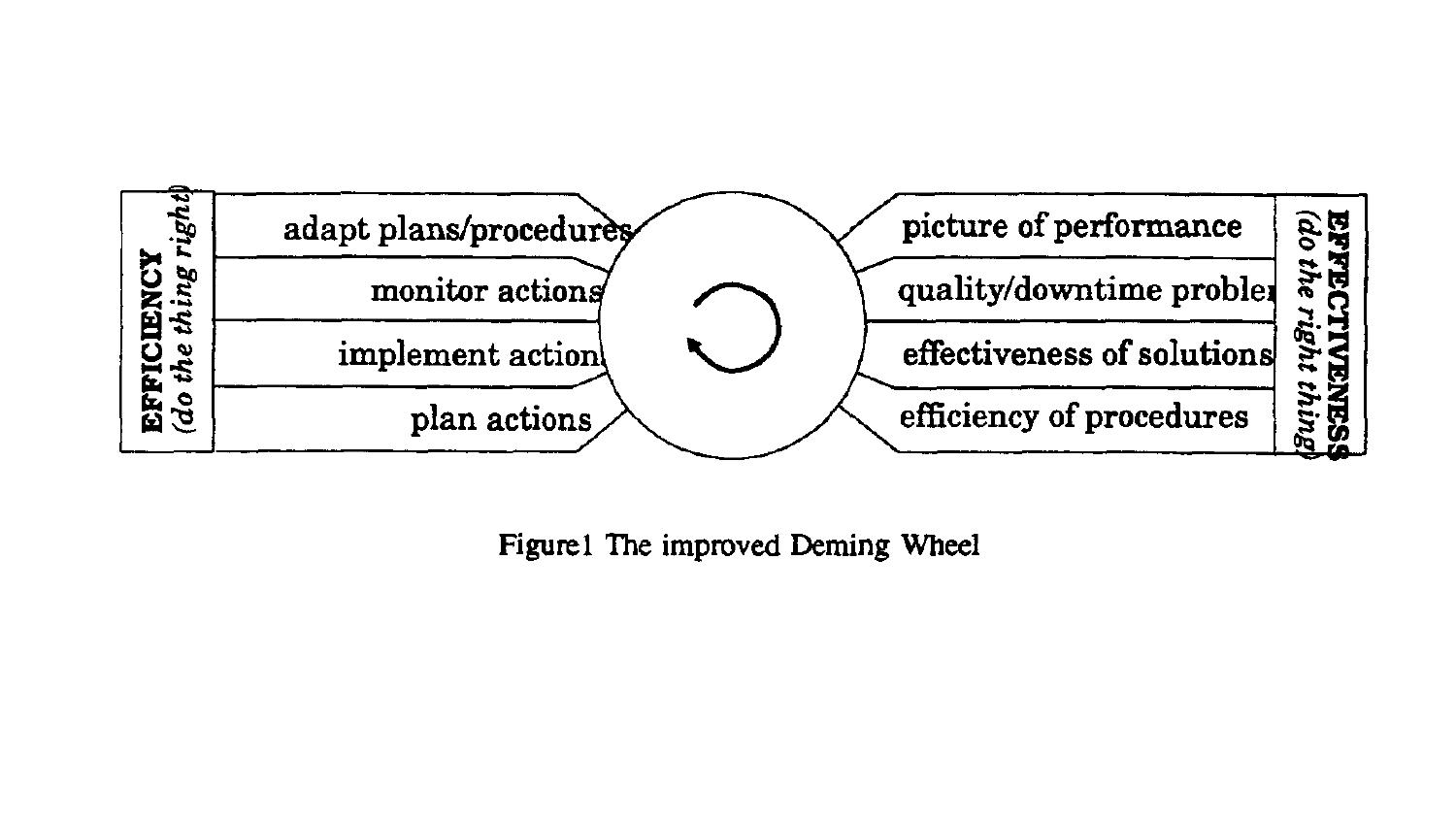EFFICIENCY
*(do the thing right)*

- adapt plans/procedures
- monitor actions
- implement actions
- plan actions

EFFECTIVENESS
*(do the right thing)*

- picture of performance
- quality/downtime problem
- effectiveness of solutions
- efficiency of procedures

Figure1 The improved Deming Wheel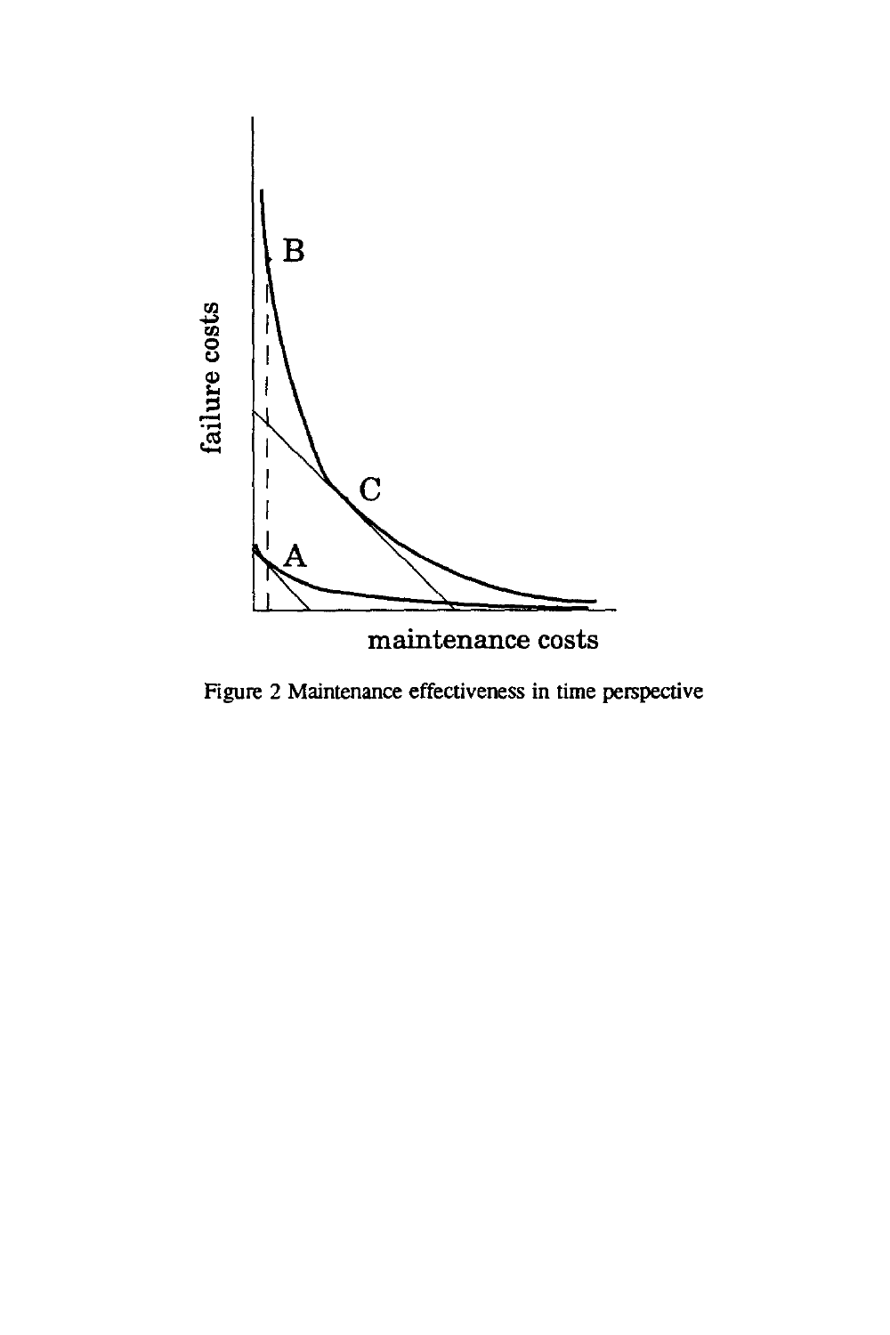Figure 2 Maintenance effectiveness in time perspective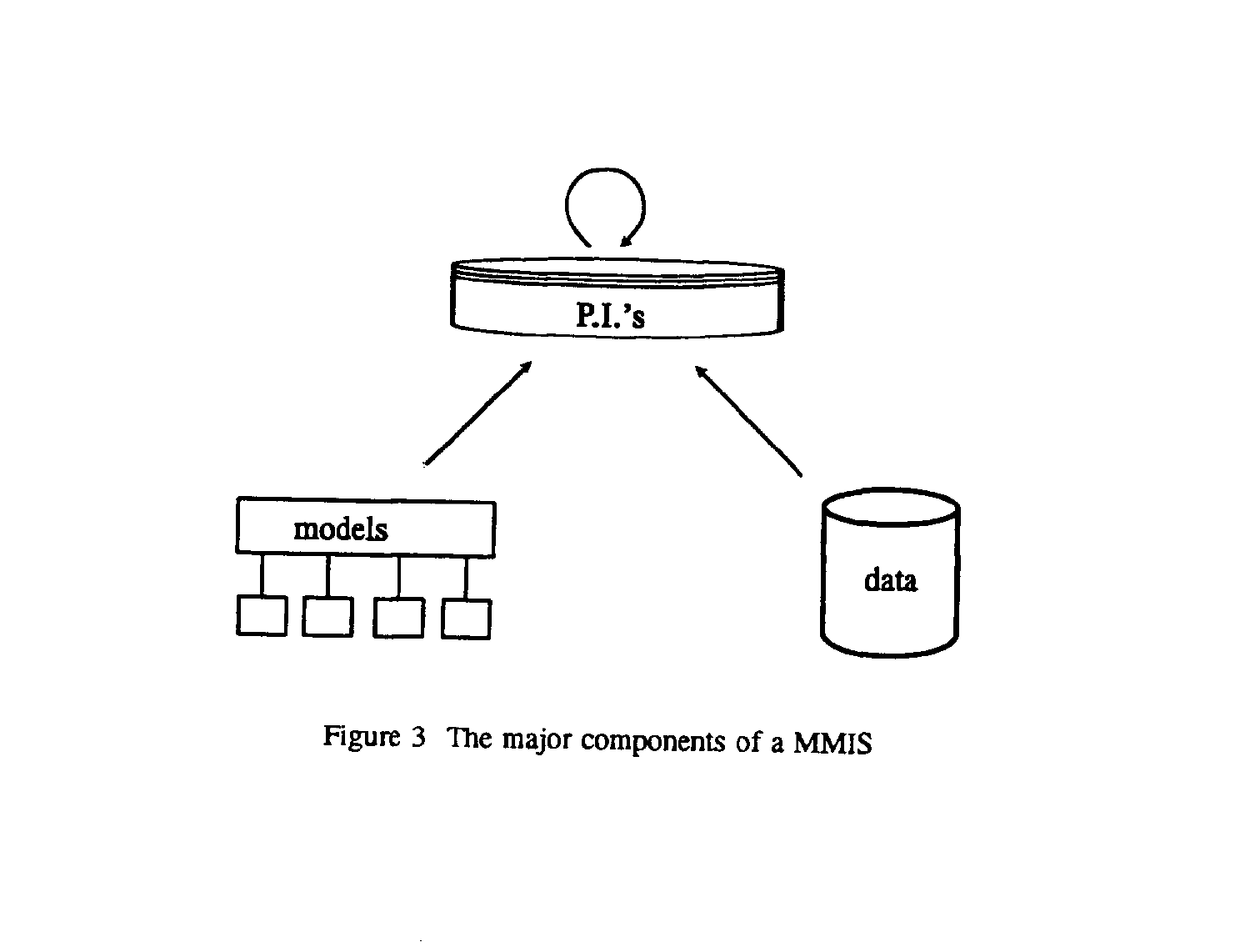P.I.'s

models

data

Figure 3 The major components of a MMIS